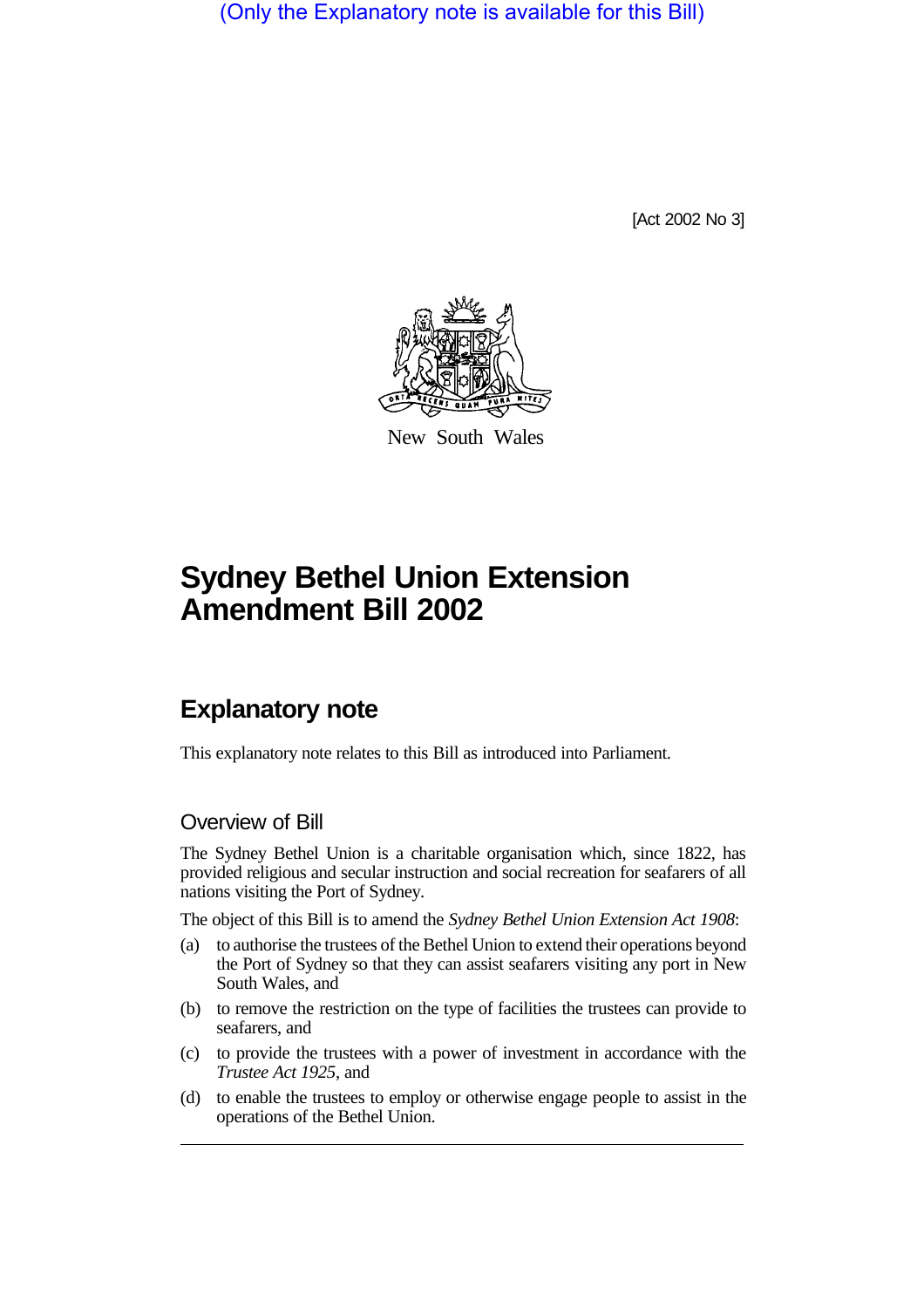(Only the Explanatory note is available for this Bill)

[Act 2002 No 3]

New South Wales

# Sydney Bethel Union Extension Amendment Bill 2002

## Explanatory note

This explanatory note relates to this Bill as introduced into Parliament.

### Overview of Bill

The Sydney Bethel Union is a charitable organisation which, since 1822, has provided religious and secular instruction and social recreation for seafarers of all nations visiting the Port of Sydney.

The object of this Bill is to amend the *Sydney Bethel Union Extension Act 1908*:

(a) to authorise the trustees of the Bethel Union to extend their operations beyond the Port of Sydney so that they can assist seafarers visiting any port in New South Wales, and

(b) to remove the restriction on the type of facilities the trustees can provide to seafarers, and

(c) to provide the trustees with a power of investment in accordance with the *Trustee Act 1925*, and

(d) to enable the trustees to employ or otherwise engage people to assist in the operations of the Bethel Union.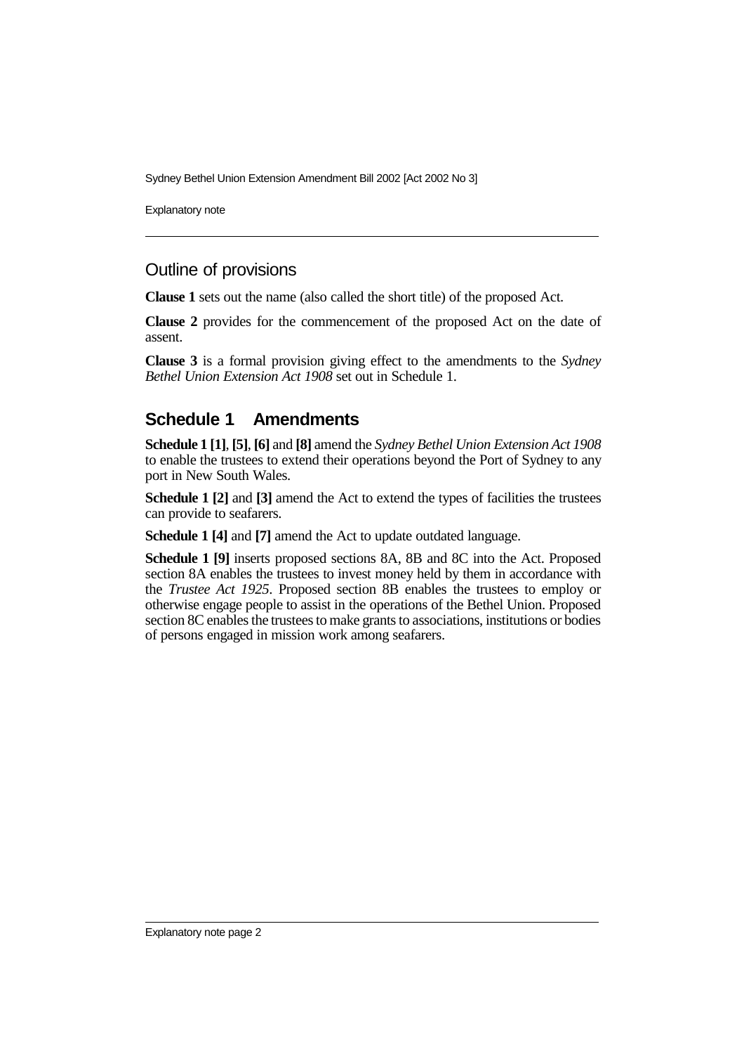## Outline of provisions

**Clause 1** sets out the name (also called the short title) of the proposed Act.

**Clause 2** provides for the commencement of the proposed Act on the date of assent.

**Clause 3** is a formal provision giving effect to the amendments to the *Sydney Bethel Union Extension Act 1908* set out in Schedule 1.

## Schedule 1 Amendments

**Schedule 1 [1]**, **[5]**, **[6]** and **[8]** amend the *Sydney Bethel Union Extension Act 1908* to enable the trustees to extend their operations beyond the Port of Sydney to any port in New South Wales.

**Schedule 1 [2]** and **[3]** amend the Act to extend the types of facilities the trustees can provide to seafarers.

**Schedule 1 [4]** and **[7]** amend the Act to update outdated language.

**Schedule 1 [9]** inserts proposed sections 8A, 8B and 8C into the Act. Proposed section 8A enables the trustees to invest money held by them in accordance with the *Trustee Act 1925*. Proposed section 8B enables the trustees to employ or otherwise engage people to assist in the operations of the Bethel Union. Proposed section 8C enables the trustees to make grants to associations, institutions or bodies of persons engaged in mission work among seafarers.